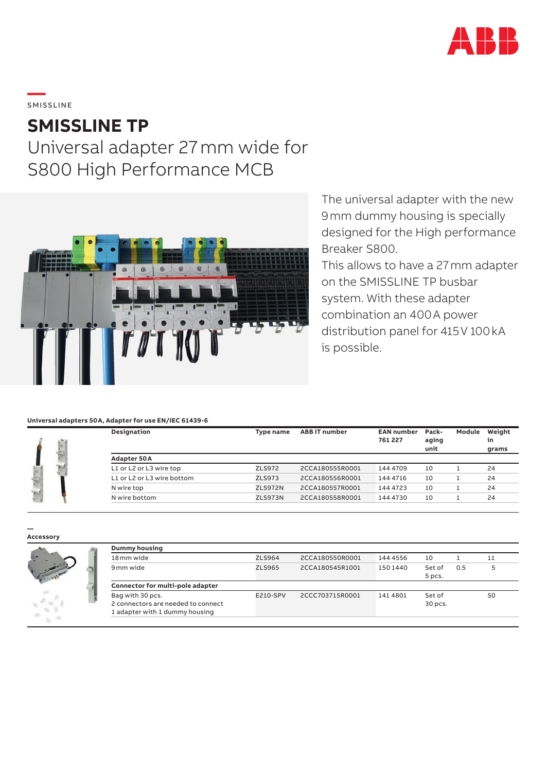SMISSLINE

# SMISSLINE TP

## Universal adapter 27 mm wide for S800 High Performance MCB

The universal adapter with the new 9 mm dummy housing is specially designed for the High performance Breaker S800.
This allows to have a 27 mm adapter on the SMISSLINE TP busbar system. With these adapter combination an 400 A power distribution panel for 415 V 100 kA is possible.

**Universal adapters 50 A, Adapter for use EN/IEC 61439-6**

| Designation | Type name | ABB IT number | EAN number 761 227 | Pack-aging unit | Module | Weight in grams |
|---|---|---|---|---|---|---|
| **Adapter 50 A** | | | | | | |
| L1 or L2 or L3 wire top | ZLS972 | 2CCA180555R0001 | 144 4709 | 10 | 1 | 24 |
| L1 or L2 or L3 wire bottom | ZLS973 | 2CCA180556R0001 | 144 4716 | 10 | 1 | 24 |
| N wire top | ZLS972N | 2CCA180557R0001 | 144 4723 | 10 | 1 | 24 |
| N wire bottom | ZLS973N | 2CCA180558R0001 | 144 4730 | 10 | 1 | 24 |

**Accessory**

| Designation | Type name | ABB IT number | EAN number 761 227 | Pack-aging unit | Module | Weight in grams |
|---|---|---|---|---|---|---|
| **Dummy housing** | | | | | | |
| 18 mm wide | ZLS964 | 2CCA180550R0001 | 144 4556 | 10 | 1 | 11 |
| 9 mm wide | ZLS965 | 2CCA180545R1001 | 150 1440 | Set of 5 pcs. | 0.5 | 5 |
| **Connector for multi-pole adapter** | | | | | | |
| Bag with 30 pcs. 2 connectors are needed to connect 1 adapter with 1 dummy housing | E210-SPV | 2CCC703715R0001 | 141 4801 | Set of 30 pcs. | | 50 |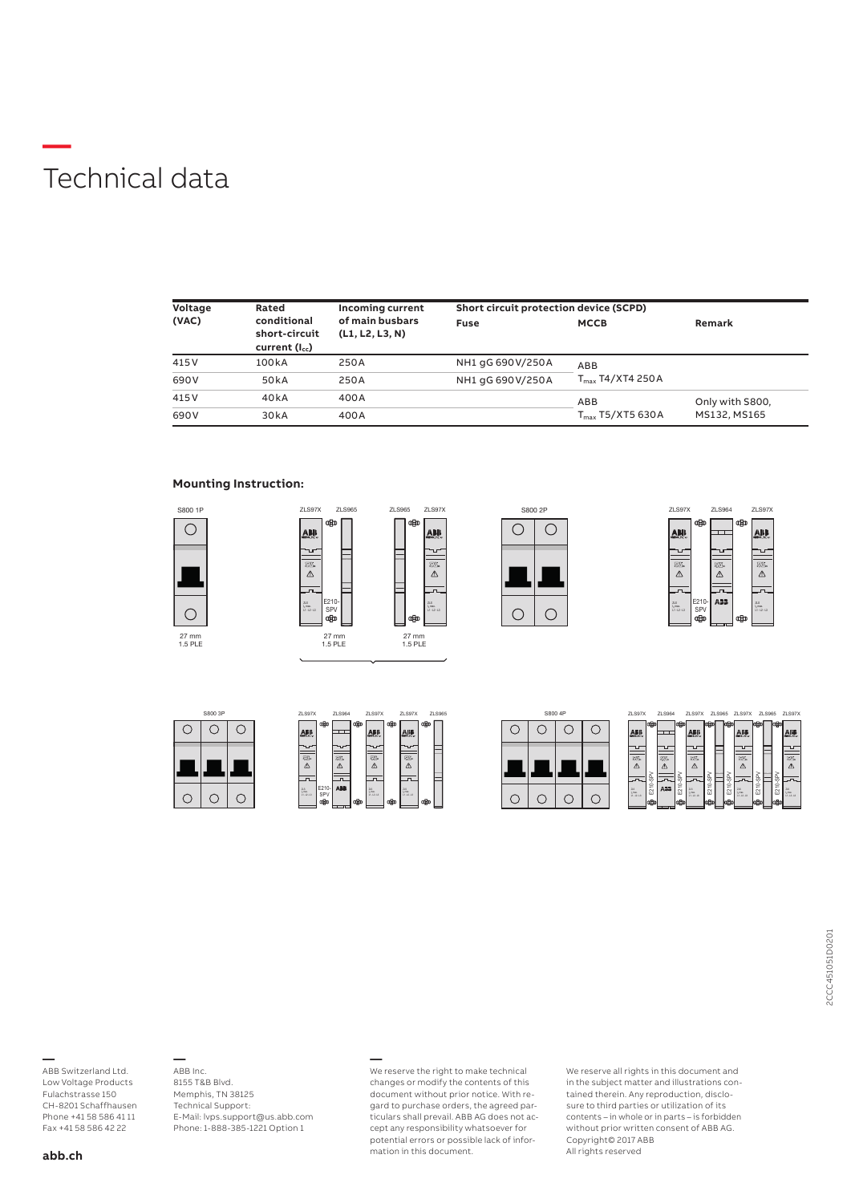# Technical data

| Voltage (VAC) | Rated conditional short-circuit current ($I_{cc}$) | Incoming current of main busbars (L1, L2, L3, N) | Short circuit protection device (SCPD) | | |
|---|---|---|---|---|---|
| | | | Fuse | MCCB | Remark |
| 415 V | 100 kA | 250 A | NH1 gG 690 V/250 A | ABB $T_{max}$ T4/XT4 250 A | |
| 690 V | 50 kA | 250 A | NH1 gG 690 V/250 A | | |
| 415 V | 40 kA | 400 A | | ABB $T_{max}$ T5/XT5 630 A | Only with S800, MS132, MS165 |
| 690 V | 30 kA | 400 A | | | |

**Mounting Instruction:**

S800 1P

27 mm
1.5 PLE

ZLS97X ZLS965

27 mm
1.5 PLE

ZLS965 ZLS97X

27 mm
1.5 PLE

S800 2P

ZLS97X ZLS964 ZLS97X

S800 3P

ZLS97X ZLS964 ZLS97X ZLS97X ZLS965

S800 4P

ZLS97X ZLS964 ZLS97X ZLS965 ZLS97X ZLS965 ZLS97X

2CCC451051D0201

ABB Switzerland Ltd.
Low Voltage Products
Fulachstrasse 150
CH-8201 Schaffhausen
Phone +41 58 586 41 11
Fax +41 58 586 42 22

ABB Inc.
8155 T&B Blvd.
Memphis, TN 38125
Technical Support:
E-Mail: lvps.support@us.abb.com
Phone: 1-888-385-1221 Option 1

We reserve the right to make technical changes or modify the contents of this document without prior notice. With regard to purchase orders, the agreed particulars shall prevail. ABB AG does not accept any responsibility whatsoever for potential errors or possible lack of information in this document.

We reserve all rights in this document and in the subject matter and illustrations contained therein. Any reproduction, disclosure to third parties or utilization of its contents – in whole or in parts – is forbidden without prior written consent of ABB AG.
Copyright© 2017 ABB
All rights reserved

**abb.ch**